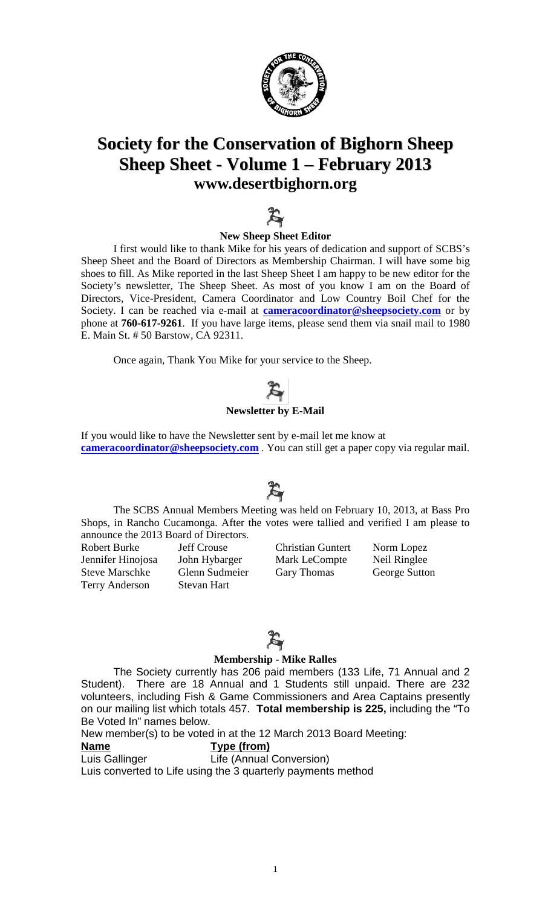# Society for the Conservation of Bighorn Sheep
# Sheep Sheet - Volume 1 – February 2013
## www.desertbighorn.org

### New Sheep Sheet Editor

I first would like to thank Mike for his years of dedication and support of SCBS's Sheep Sheet and the Board of Directors as Membership Chairman. I will have some big shoes to fill. As Mike reported in the last Sheep Sheet I am happy to be new editor for the Society's newsletter, The Sheep Sheet. As most of you know I am on the Board of Directors, Vice-President, Camera Coordinator and Low Country Boil Chef for the Society. I can be reached via e-mail at **cameracoordinator@sheepsociety.com** or by phone at **760-617-9261**. If you have large items, please send them via snail mail to 1980 E. Main St. # 50 Barstow, CA 92311.

Once again, Thank You Mike for your service to the Sheep.

### Newsletter by E-Mail

If you would like to have the Newsletter sent by e-mail let me know at **cameracoordinator@sheepsociety.com** . You can still get a paper copy via regular mail.

The SCBS Annual Members Meeting was held on February 10, 2013, at Bass Pro Shops, in Rancho Cucamonga. After the votes were tallied and verified I am please to announce the 2013 Board of Directors.

| | | | |
|---|---|---|---|
| Robert Burke | Jeff Crouse | Christian Guntert | Norm Lopez |
| Jennifer Hinojosa | John Hybarger | Mark LeCompte | Neil Ringlee |
| Steve Marschke | Glenn Sudmeier | Gary Thomas | George Sutton |
| Terry Anderson | Stevan Hart | | |

### Membership - Mike Ralles

The Society currently has 206 paid members (133 Life, 71 Annual and 2 Student). There are 18 Annual and 1 Students still unpaid. There are 232 volunteers, including Fish & Game Commissioners and Area Captains presently on our mailing list which totals 457. **Total membership is 225,** including the "To Be Voted In" names below.

New member(s) to be voted in at the 12 March 2013 Board Meeting:

| Name | Type (from) |
|---|---|
| Luis Gallinger | Life (Annual Conversion) |

Luis converted to Life using the 3 quarterly payments method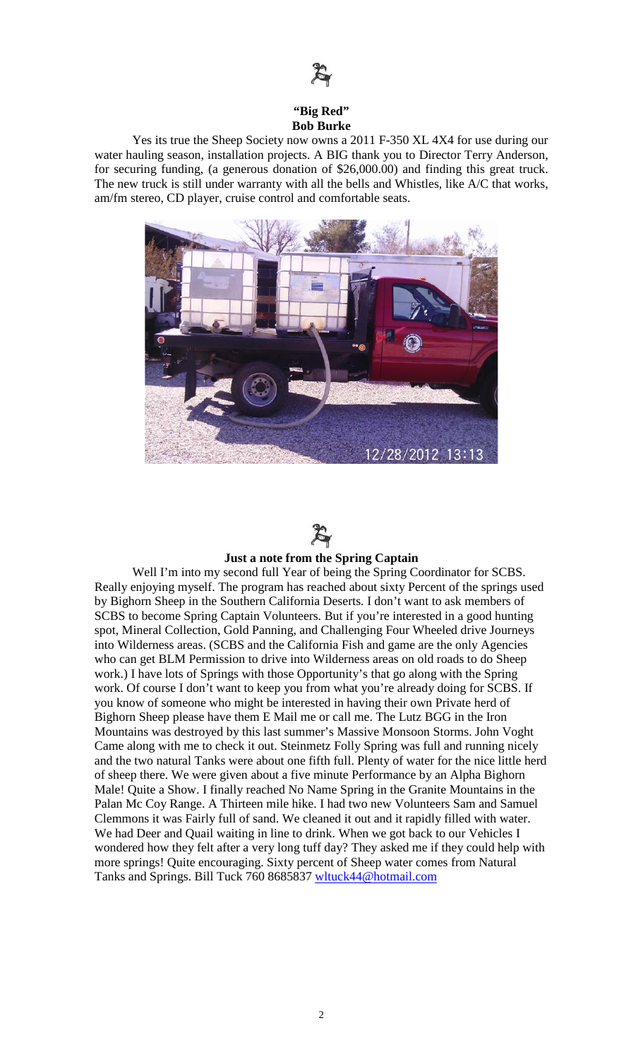**"Big Red"**
**Bob Burke**

Yes its true the Sheep Society now owns a 2011 F-350 XL 4X4 for use during our water hauling season, installation projects. A BIG thank you to Director Terry Anderson, for securing funding, (a generous donation of $26,000.00) and finding this great truck. The new truck is still under warranty with all the bells and Whistles, like A/C that works, am/fm stereo, CD player, cruise control and comfortable seats.

**Just a note from the Spring Captain**

Well I'm into my second full Year of being the Spring Coordinator for SCBS. Really enjoying myself. The program has reached about sixty Percent of the springs used by Bighorn Sheep in the Southern California Deserts. I don't want to ask members of SCBS to become Spring Captain Volunteers. But if you're interested in a good hunting spot, Mineral Collection, Gold Panning, and Challenging Four Wheeled drive Journeys into Wilderness areas. (SCBS and the California Fish and game are the only Agencies who can get BLM Permission to drive into Wilderness areas on old roads to do Sheep work.) I have lots of Springs with those Opportunity's that go along with the Spring work. Of course I don't want to keep you from what you're already doing for SCBS. If you know of someone who might be interested in having their own Private herd of Bighorn Sheep please have them E Mail me or call me. The Lutz BGG in the Iron Mountains was destroyed by this last summer's Massive Monsoon Storms. John Voght Came along with me to check it out. Steinmetz Folly Spring was full and running nicely and the two natural Tanks were about one fifth full. Plenty of water for the nice little herd of sheep there. We were given about a five minute Performance by an Alpha Bighorn Male! Quite a Show. I finally reached No Name Spring in the Granite Mountains in the Palan Mc Coy Range. A Thirteen mile hike. I had two new Volunteers Sam and Samuel Clemmons it was Fairly full of sand. We cleaned it out and it rapidly filled with water. We had Deer and Quail waiting in line to drink. When we got back to our Vehicles I wondered how they felt after a very long tuff day? They asked me if they could help with more springs! Quite encouraging. Sixty percent of Sheep water comes from Natural Tanks and Springs. Bill Tuck 760 8685837 wltuck44@hotmail.com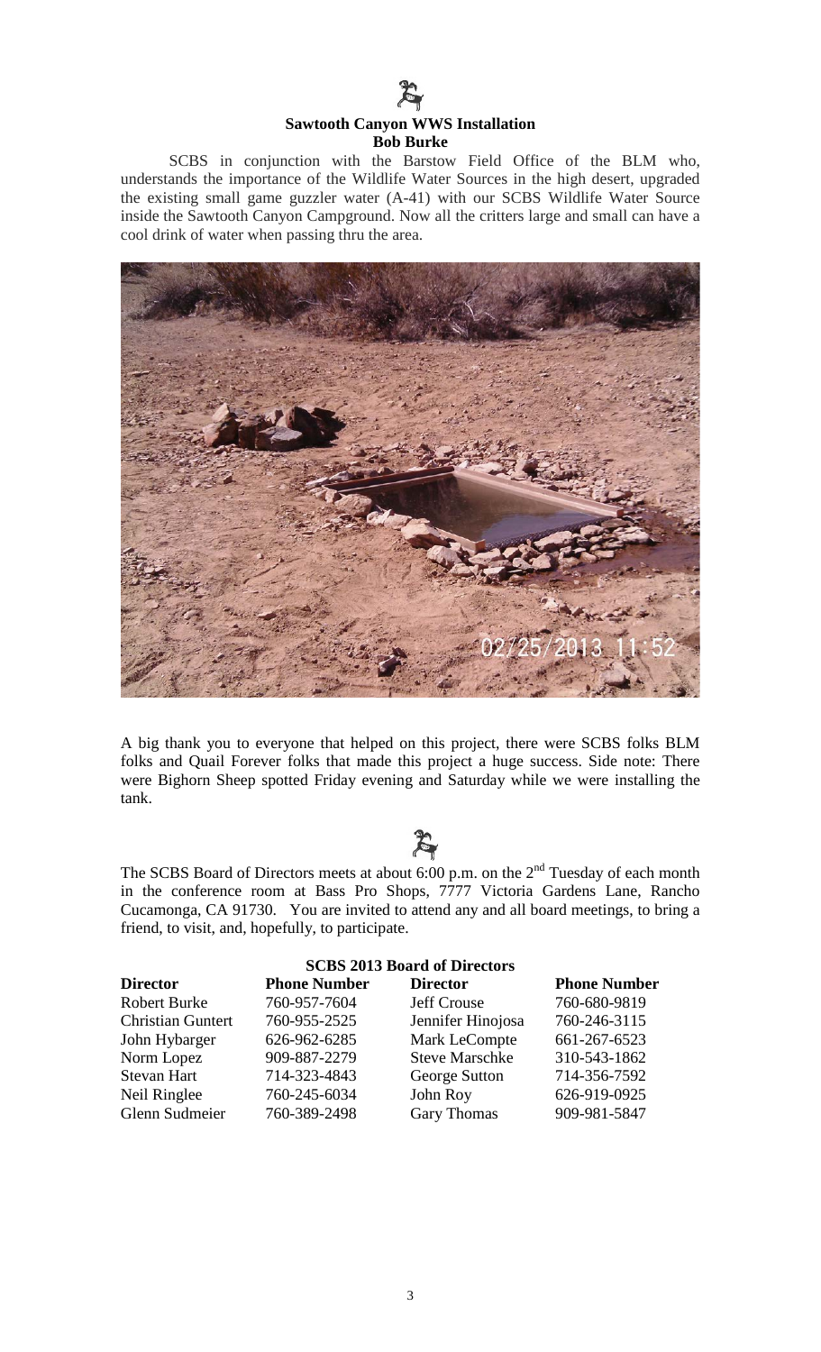### Sawtooth Canyon WWS Installation

**Bob Burke**

SCBS in conjunction with the Barstow Field Office of the BLM who, understands the importance of the Wildlife Water Sources in the high desert, upgraded the existing small game guzzler water (A-41) with our SCBS Wildlife Water Source inside the Sawtooth Canyon Campground. Now all the critters large and small can have a cool drink of water when passing thru the area.

A big thank you to everyone that helped on this project, there were SCBS folks BLM folks and Quail Forever folks that made this project a huge success. Side note: There were Bighorn Sheep spotted Friday evening and Saturday while we were installing the tank.

The SCBS Board of Directors meets at about 6:00 p.m. on the 2nd Tuesday of each month in the conference room at Bass Pro Shops, 7777 Victoria Gardens Lane, Rancho Cucamonga, CA 91730. You are invited to attend any and all board meetings, to bring a friend, to visit, and, hopefully, to participate.

**SCBS 2013 Board of Directors**

| Director | Phone Number | Director | Phone Number |
|---|---|---|---|
| Robert Burke | 760-957-7604 | Jeff Crouse | 760-680-9819 |
| Christian Guntert | 760-955-2525 | Jennifer Hinojosa | 760-246-3115 |
| John Hybarger | 626-962-6285 | Mark LeCompte | 661-267-6523 |
| Norm Lopez | 909-887-2279 | Steve Marschke | 310-543-1862 |
| Stevan Hart | 714-323-4843 | George Sutton | 714-356-7592 |
| Neil Ringlee | 760-245-6034 | John Roy | 626-919-0925 |
| Glenn Sudmeier | 760-389-2498 | Gary Thomas | 909-981-5847 |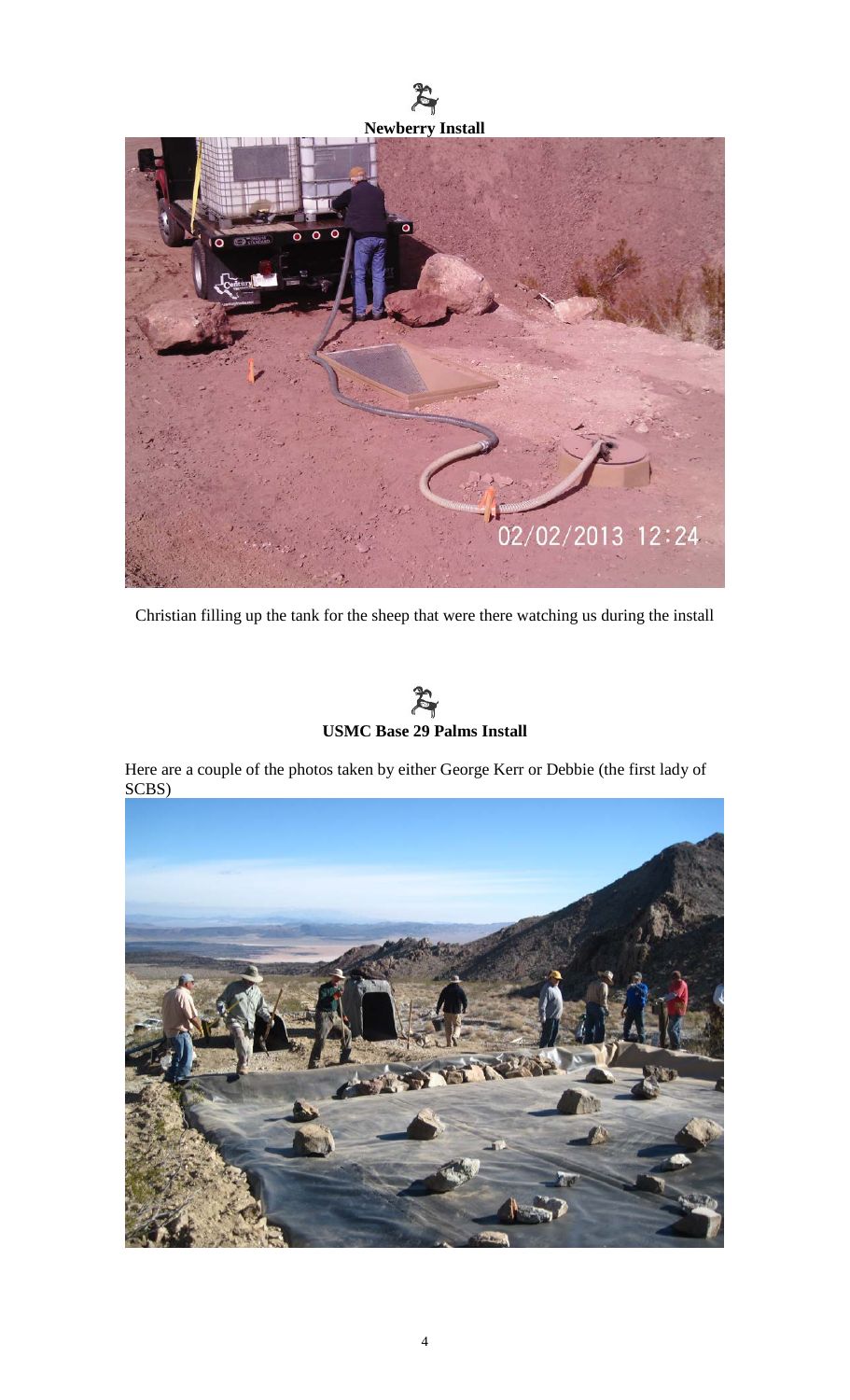## Newberry Install

Christian filling up the tank for the sheep that were there watching us during the install

## USMC Base 29 Palms Install

Here are a couple of the photos taken by either George Kerr or Debbie (the first lady of SCBS)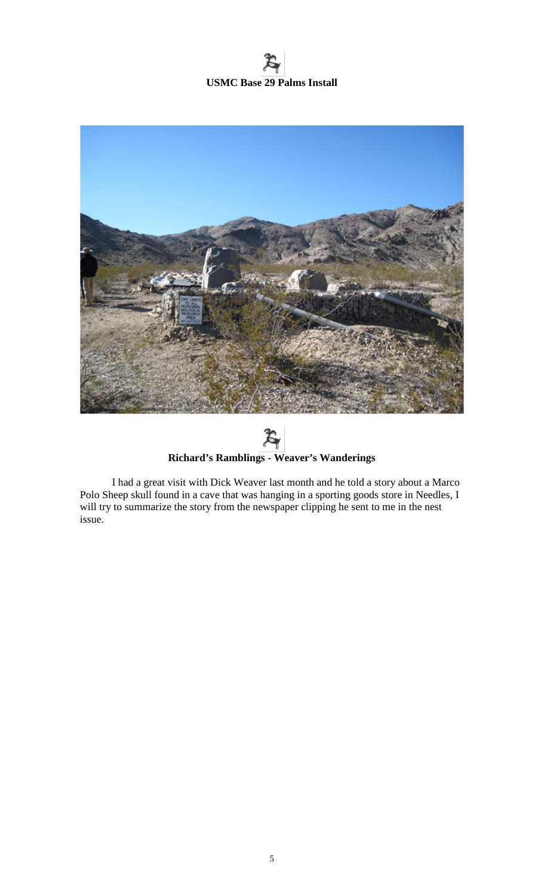**USMC Base 29 Palms Install**

**Richard's Ramblings - Weaver's Wanderings**

I had a great visit with Dick Weaver last month and he told a story about a Marco Polo Sheep skull found in a cave that was hanging in a sporting goods store in Needles, I will try to summarize the story from the newspaper clipping he sent to me in the nest issue.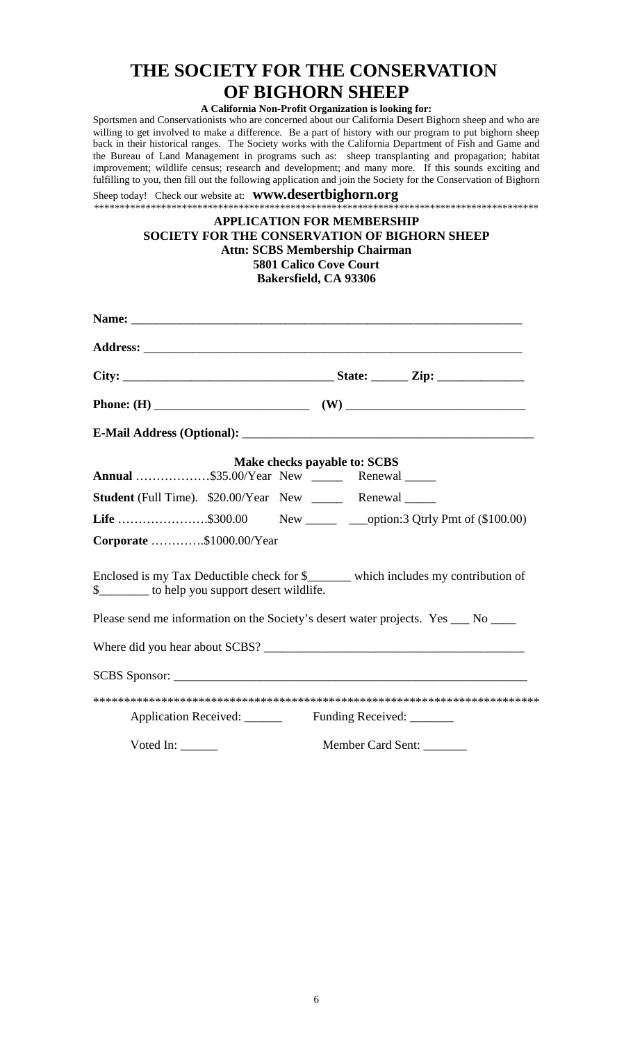# THE SOCIETY FOR THE CONSERVATION OF BIGHORN SHEEP

**A California Non-Profit Organization is looking for:**

Sportsmen and Conservationists who are concerned about our California Desert Bighorn sheep and who are willing to get involved to make a difference. Be a part of history with our program to put bighorn sheep back in their historical ranges. The Society works with the California Department of Fish and Game and the Bureau of Land Management in programs such as: sheep transplanting and propagation; habitat improvement; wildlife census; research and development; and many more. If this sounds exciting and fulfilling to you, then fill out the following application and join the Society for the Conservation of Bighorn Sheep today! Check our website at: **www.desertbighorn.org**

\*\*\*\*\*\*\*\*\*\*\*\*\*\*\*\*\*\*\*\*\*\*\*\*\*\*\*\*\*\*\*\*\*\*\*\*\*\*\*\*\*\*\*\*\*\*\*\*\*\*\*\*\*\*\*\*\*\*\*\*\*\*\*\*\*\*\*\*\*\*\*\*\*\*\*\*\*\*\*\*\*\*\*\*\*\*\*\*

**APPLICATION FOR MEMBERSHIP**
**SOCIETY FOR THE CONSERVATION OF BIGHORN SHEEP**
**Attn: SCBS Membership Chairman**
**5801 Calico Cove Court**
**Bakersfield, CA 93306**

**Name:** ____________________________________________________________

**Address:** __________________________________________________________

**City:** _________________________________ **State:** ______ **Zip:** _____________

**Phone: (H)** ________________________ **(W)** ____________________________

**E-Mail Address (Optional):** ______________________________________________

**Make checks payable to: SCBS**

**Annual** ………………$35.00/Year New _____ Renewal _____

**Student** (Full Time). $20.00/Year New _____ Renewal _____

**Life** ………………….$300.00 New _____ ___option:3 Qtrly Pmt of ($100.00)

**Corporate** ………….$1000.00/Year

Enclosed is my Tax Deductible check for $_______ which includes my contribution of $________ to help you support desert wildlife.

Please send me information on the Society's desert water projects. Yes ___ No ____

Where did you hear about SCBS? _________________________________________

SCBS Sponsor: ________________________________________________________

\*\*\*\*\*\*\*\*\*\*\*\*\*\*\*\*\*\*\*\*\*\*\*\*\*\*\*\*\*\*\*\*\*\*\*\*\*\*\*\*\*\*\*\*\*\*\*\*\*\*\*\*\*\*\*\*\*\*\*\*\*\*\*\*\*\*\*\*\*\*\*\*\*\*

Application Received: ______ Funding Received: _______

Voted In: ______ Member Card Sent: _______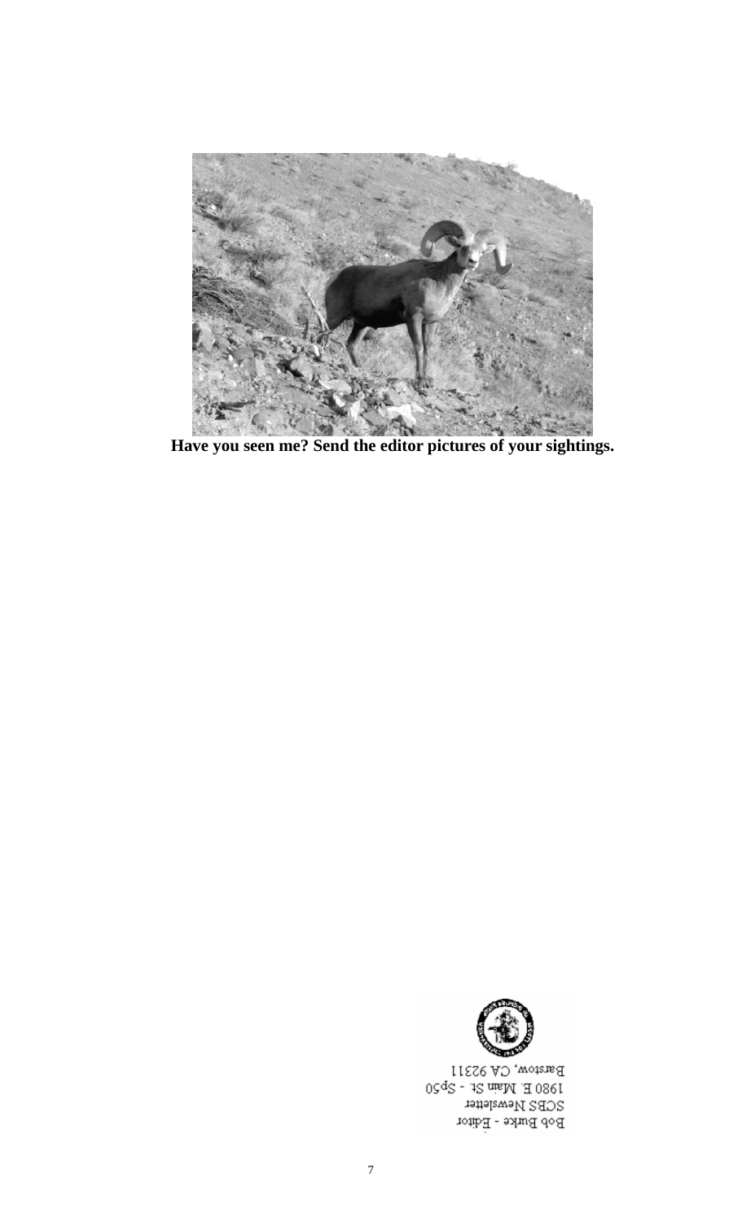**Have you seen me? Send the editor pictures of your sightings.**

Bob Burke - Editor
SCBS Newsletter
1980 E. Main St - Sp50
Barstow, CA 92311